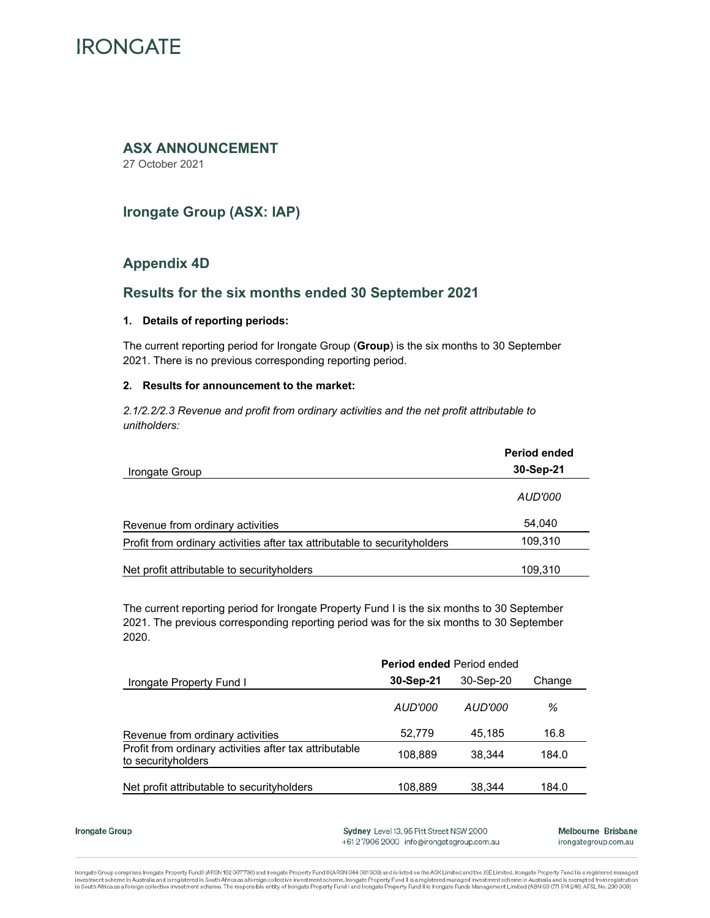IRONGATE

## ASX ANNOUNCEMENT

27 October 2021

### Irongate Group (ASX: IAP)

### Appendix 4D

### Results for the six months ended 30 September 2021

**1. Details of reporting periods:**

The current reporting period for Irongate Group (**Group**) is the six months to 30 September 2021. There is no previous corresponding reporting period.

**2. Results for announcement to the market:**

*2.1/2.2/2.3 Revenue and profit from ordinary activities and the net profit attributable to unitholders:*

| Irongate Group | **Period ended 30-Sep-21** |
|---|---|
| | *AUD'000* |
| Revenue from ordinary activities | 54,040 |
| Profit from ordinary activities after tax attributable to securityholders | 109,310 |
| Net profit attributable to securityholders | 109,310 |

The current reporting period for Irongate Property Fund I is the six months to 30 September 2021. The previous corresponding reporting period was for the six months to 30 September 2020.

| Irongate Property Fund I | **Period ended 30-Sep-21** | Period ended 30-Sep-20 | Change |
|---|---|---|---|
| | *AUD'000* | *AUD'000* | *%* |
| Revenue from ordinary activities | 52,779 | 45,185 | 16.8 |
| Profit from ordinary activities after tax attributable to securityholders | 108,889 | 38,344 | 184.0 |
| Net profit attributable to securityholders | 108,889 | 38,344 | 184.0 |

Irongate Group

Sydney Level 13, 95 Pitt Street NSW 2000
+61 2 7906 2000 info@irongategroup.com.au

Melbourne Brisbane
irongategroup.com.au

Irongate Group comprises Irongate Property Fund I (ARSN 162 067 736) and Irongate Property Fund II (ARSN 644 081 309) and is listed on the ASX Limited and the JSE Limited. Irongate Property Fund I is a registered managed investment scheme in Australia and is registered in South Africa as a foreign collective investment scheme. Irongate Property Fund II is a registered managed investment scheme in Australia and is exempted from registration in South Africa as a foreign collective investment scheme. The responsible entity of Irongate Property Fund I and Irongate Property Fund II is Irongate Funds Management Limited (ABN 63 071 514 246; AFSL No. 290 909)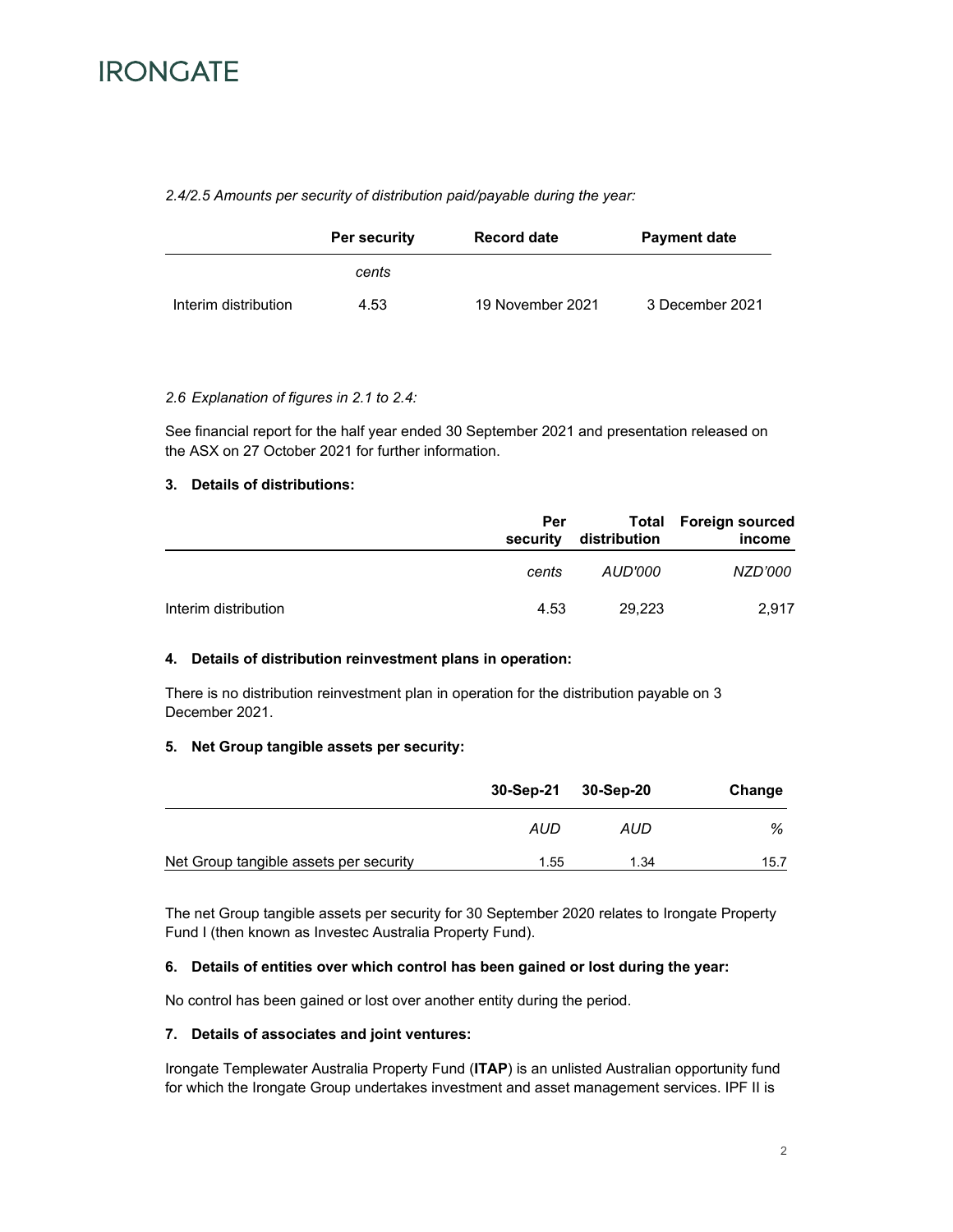*2.4/2.5 Amounts per security of distribution paid/payable during the year:*

| | Per security | Record date | Payment date |
|---|---|---|---|
| | *cents* | | |
| Interim distribution | 4.53 | 19 November 2021 | 3 December 2021 |

*2.6 Explanation of figures in 2.1 to 2.4:*

See financial report for the half year ended 30 September 2021 and presentation released on the ASX on 27 October 2021 for further information.

**3. Details of distributions:**

| | Per security | Total distribution | Foreign sourced income |
|---|---|---|---|
| | *cents* | *AUD'000* | *NZD'000* |
| Interim distribution | 4.53 | 29,223 | 2,917 |

**4. Details of distribution reinvestment plans in operation:**

There is no distribution reinvestment plan in operation for the distribution payable on 3 December 2021.

**5. Net Group tangible assets per security:**

| | 30-Sep-21 | 30-Sep-20 | Change |
|---|---|---|---|
| | *AUD* | *AUD* | *%* |
| Net Group tangible assets per security | 1.55 | 1.34 | 15.7 |

The net Group tangible assets per security for 30 September 2020 relates to Irongate Property Fund I (then known as Investec Australia Property Fund).

**6. Details of entities over which control has been gained or lost during the year:**

No control has been gained or lost over another entity during the period.

**7. Details of associates and joint ventures:**

Irongate Templewater Australia Property Fund (**ITAP**) is an unlisted Australian opportunity fund for which the Irongate Group undertakes investment and asset management services. IPF II is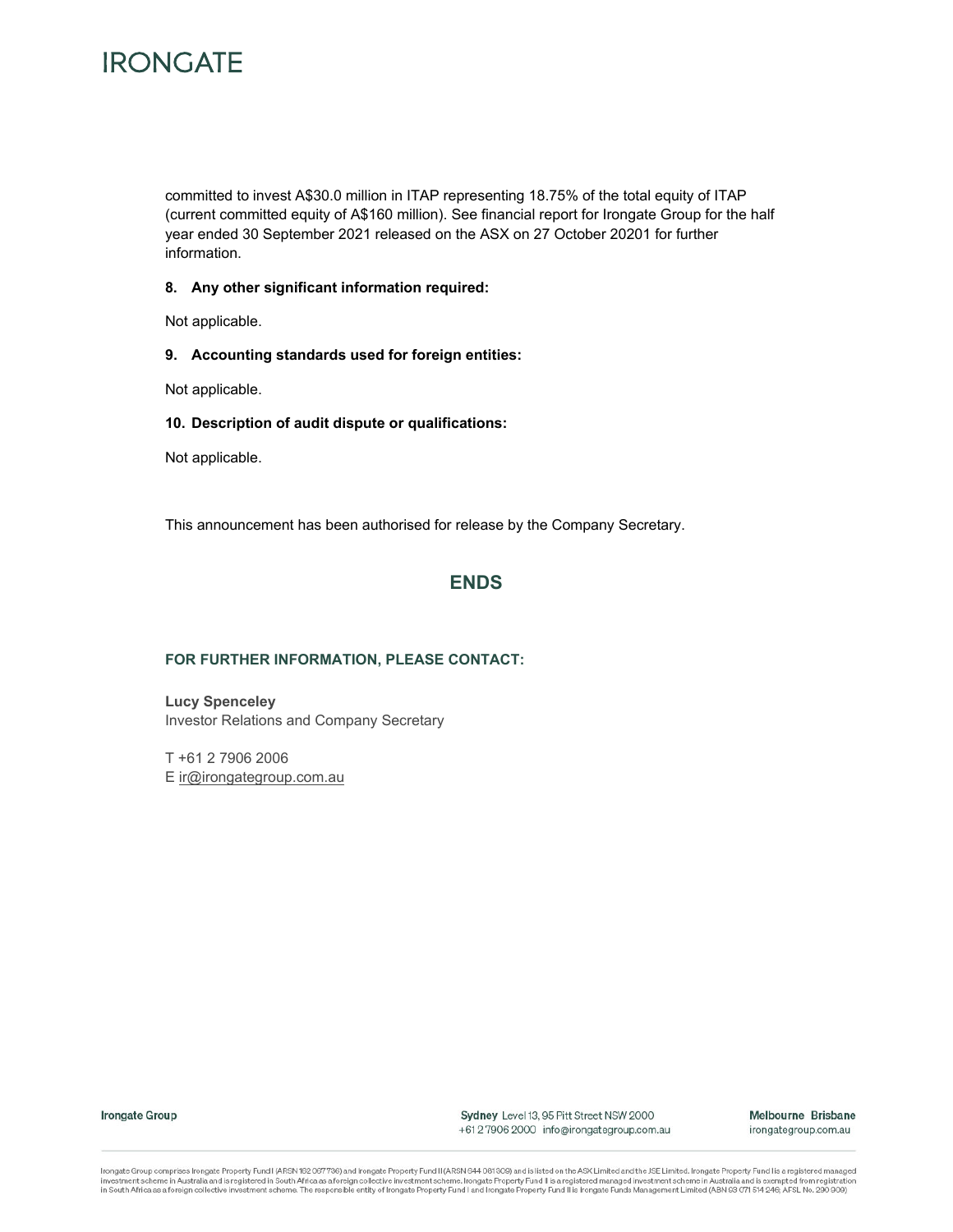committed to invest A$30.0 million in ITAP representing 18.75% of the total equity of ITAP (current committed equity of A$160 million). See financial report for Irongate Group for the half year ended 30 September 2021 released on the ASX on 27 October 20201 for further information.

**8. Any other significant information required:**

Not applicable.

**9. Accounting standards used for foreign entities:**

Not applicable.

**10. Description of audit dispute or qualifications:**

Not applicable.

This announcement has been authorised for release by the Company Secretary.

## ENDS

**FOR FURTHER INFORMATION, PLEASE CONTACT:**

**Lucy Spenceley**
Investor Relations and Company Secretary

T +61 2 7906 2006
E ir@irongategroup.com.au